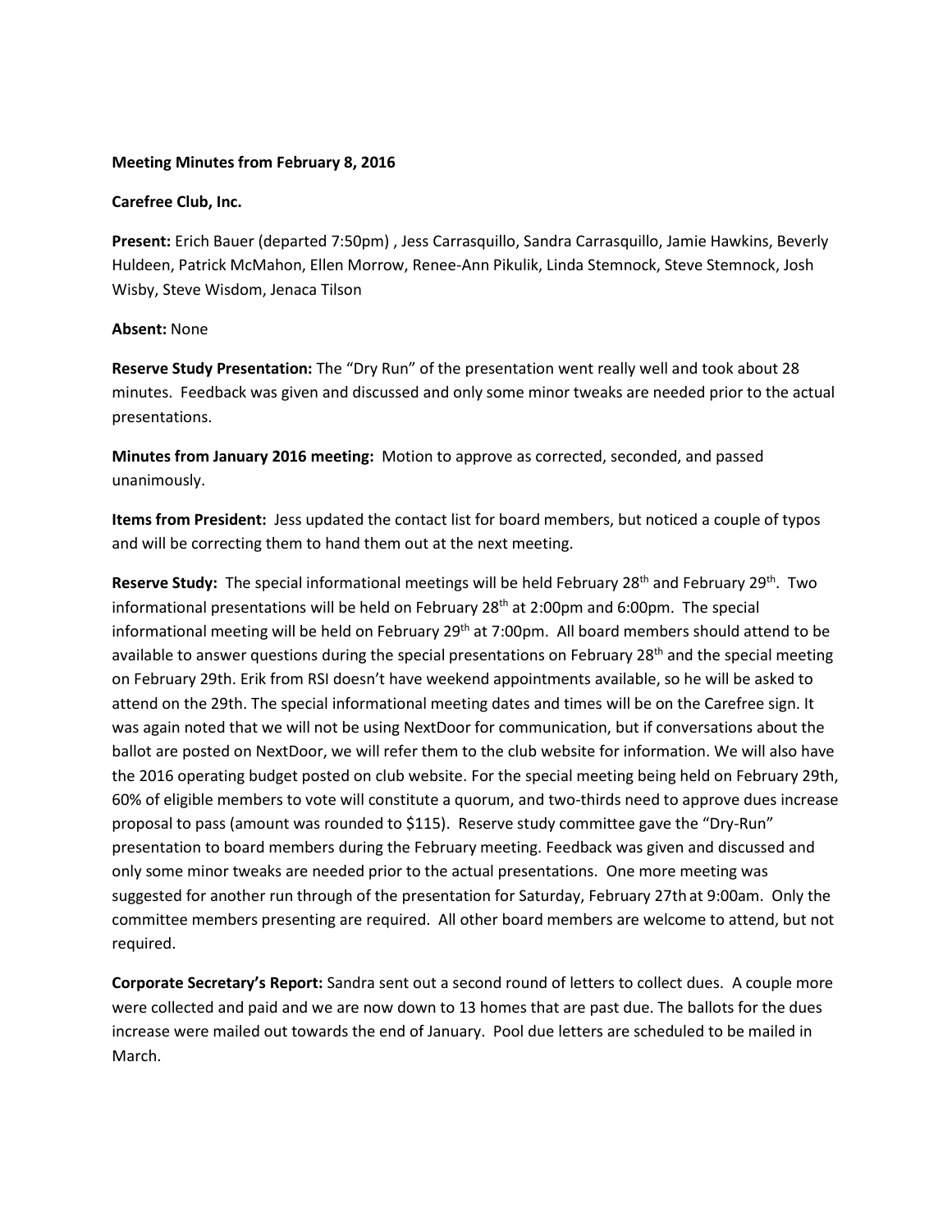**Meeting Minutes from February 8, 2016**

**Carefree Club, Inc.**

**Present:** Erich Bauer (departed 7:50pm) , Jess Carrasquillo, Sandra Carrasquillo, Jamie Hawkins, Beverly Huldeen, Patrick McMahon, Ellen Morrow, Renee-Ann Pikulik, Linda Stemnock, Steve Stemnock, Josh Wisby, Steve Wisdom, Jenaca Tilson

**Absent:** None

**Reserve Study Presentation:** The "Dry Run" of the presentation went really well and took about 28 minutes. Feedback was given and discussed and only some minor tweaks are needed prior to the actual presentations.

**Minutes from January 2016 meeting:** Motion to approve as corrected, seconded, and passed unanimously.

**Items from President:** Jess updated the contact list for board members, but noticed a couple of typos and will be correcting them to hand them out at the next meeting.

**Reserve Study:** The special informational meetings will be held February 28th and February 29th. Two informational presentations will be held on February 28th at 2:00pm and 6:00pm. The special informational meeting will be held on February 29th at 7:00pm. All board members should attend to be available to answer questions during the special presentations on February 28th and the special meeting on February 29th. Erik from RSI doesn't have weekend appointments available, so he will be asked to attend on the 29th. The special informational meeting dates and times will be on the Carefree sign. It was again noted that we will not be using NextDoor for communication, but if conversations about the ballot are posted on NextDoor, we will refer them to the club website for information. We will also have the 2016 operating budget posted on club website. For the special meeting being held on February 29th, 60% of eligible members to vote will constitute a quorum, and two-thirds need to approve dues increase proposal to pass (amount was rounded to $115). Reserve study committee gave the "Dry-Run" presentation to board members during the February meeting. Feedback was given and discussed and only some minor tweaks are needed prior to the actual presentations. One more meeting was suggested for another run through of the presentation for Saturday, February 27th at 9:00am. Only the committee members presenting are required. All other board members are welcome to attend, but not required.

**Corporate Secretary's Report:** Sandra sent out a second round of letters to collect dues. A couple more were collected and paid and we are now down to 13 homes that are past due. The ballots for the dues increase were mailed out towards the end of January. Pool due letters are scheduled to be mailed in March.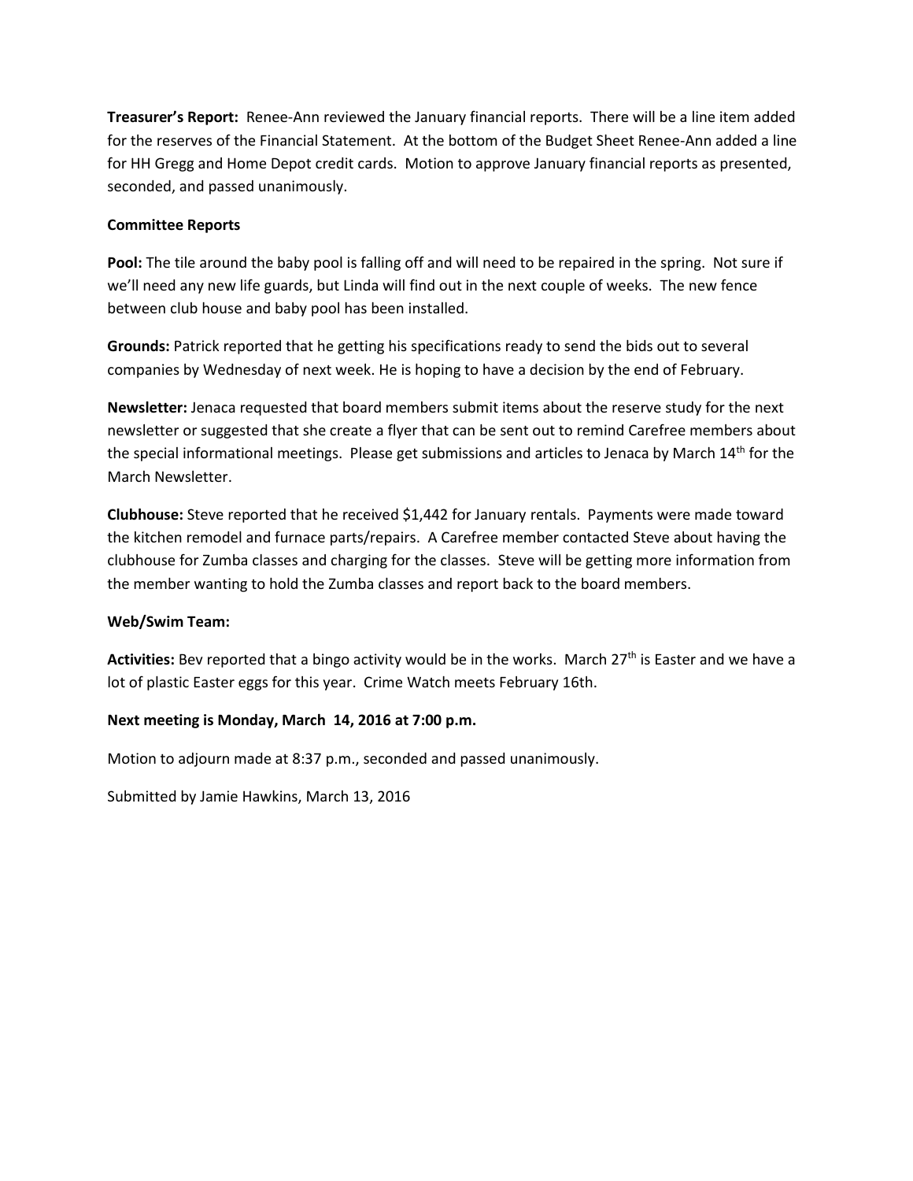**Treasurer's Report:** Renee-Ann reviewed the January financial reports. There will be a line item added for the reserves of the Financial Statement. At the bottom of the Budget Sheet Renee-Ann added a line for HH Gregg and Home Depot credit cards. Motion to approve January financial reports as presented, seconded, and passed unanimously.

**Committee Reports**

**Pool:** The tile around the baby pool is falling off and will need to be repaired in the spring. Not sure if we'll need any new life guards, but Linda will find out in the next couple of weeks. The new fence between club house and baby pool has been installed.

**Grounds:** Patrick reported that he getting his specifications ready to send the bids out to several companies by Wednesday of next week. He is hoping to have a decision by the end of February.

**Newsletter:** Jenaca requested that board members submit items about the reserve study for the next newsletter or suggested that she create a flyer that can be sent out to remind Carefree members about the special informational meetings. Please get submissions and articles to Jenaca by March 14th for the March Newsletter.

**Clubhouse:** Steve reported that he received $1,442 for January rentals. Payments were made toward the kitchen remodel and furnace parts/repairs. A Carefree member contacted Steve about having the clubhouse for Zumba classes and charging for the classes. Steve will be getting more information from the member wanting to hold the Zumba classes and report back to the board members.

**Web/Swim Team:**

**Activities:** Bev reported that a bingo activity would be in the works. March 27th is Easter and we have a lot of plastic Easter eggs for this year. Crime Watch meets February 16th.

**Next meeting is Monday, March 14, 2016 at 7:00 p.m.**

Motion to adjourn made at 8:37 p.m., seconded and passed unanimously.

Submitted by Jamie Hawkins, March 13, 2016